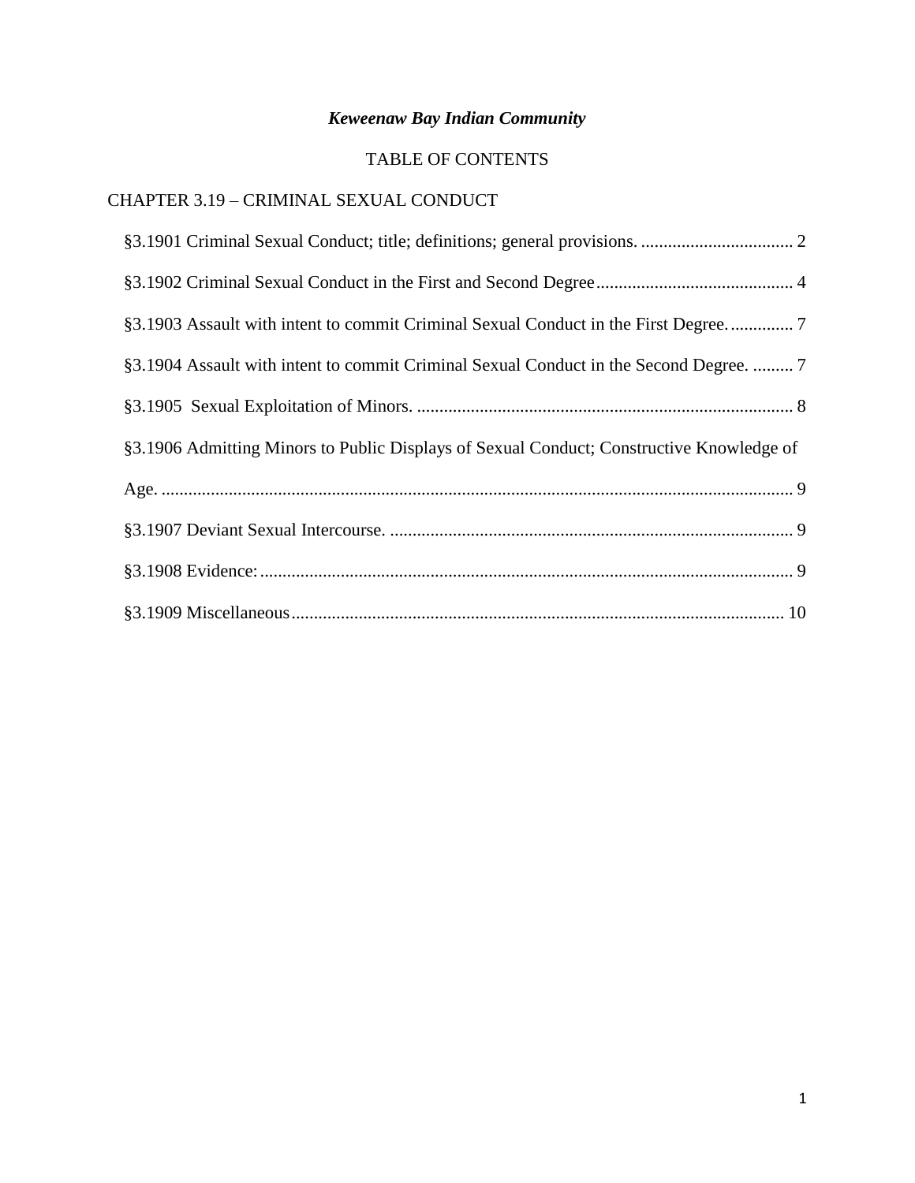***Keweenaw Bay Indian Community***

TABLE OF CONTENTS

CHAPTER 3.19 – CRIMINAL SEXUAL CONDUCT

§3.1901 Criminal Sexual Conduct; title; definitions; general provisions. .................................. 2

§3.1902 Criminal Sexual Conduct in the First and Second Degree............................................ 4

§3.1903 Assault with intent to commit Criminal Sexual Conduct in the First Degree. .............. 7

§3.1904 Assault with intent to commit Criminal Sexual Conduct in the Second Degree. ......... 7

§3.1905 Sexual Exploitation of Minors. .................................................................................... 8

§3.1906 Admitting Minors to Public Displays of Sexual Conduct; Constructive Knowledge of Age. ............................................................................................................................ 9

§3.1907 Deviant Sexual Intercourse. .......................................................................................... 9

§3.1908 Evidence: ...................................................................................................................... 9

§3.1909 Miscellaneous.............................................................................................................. 10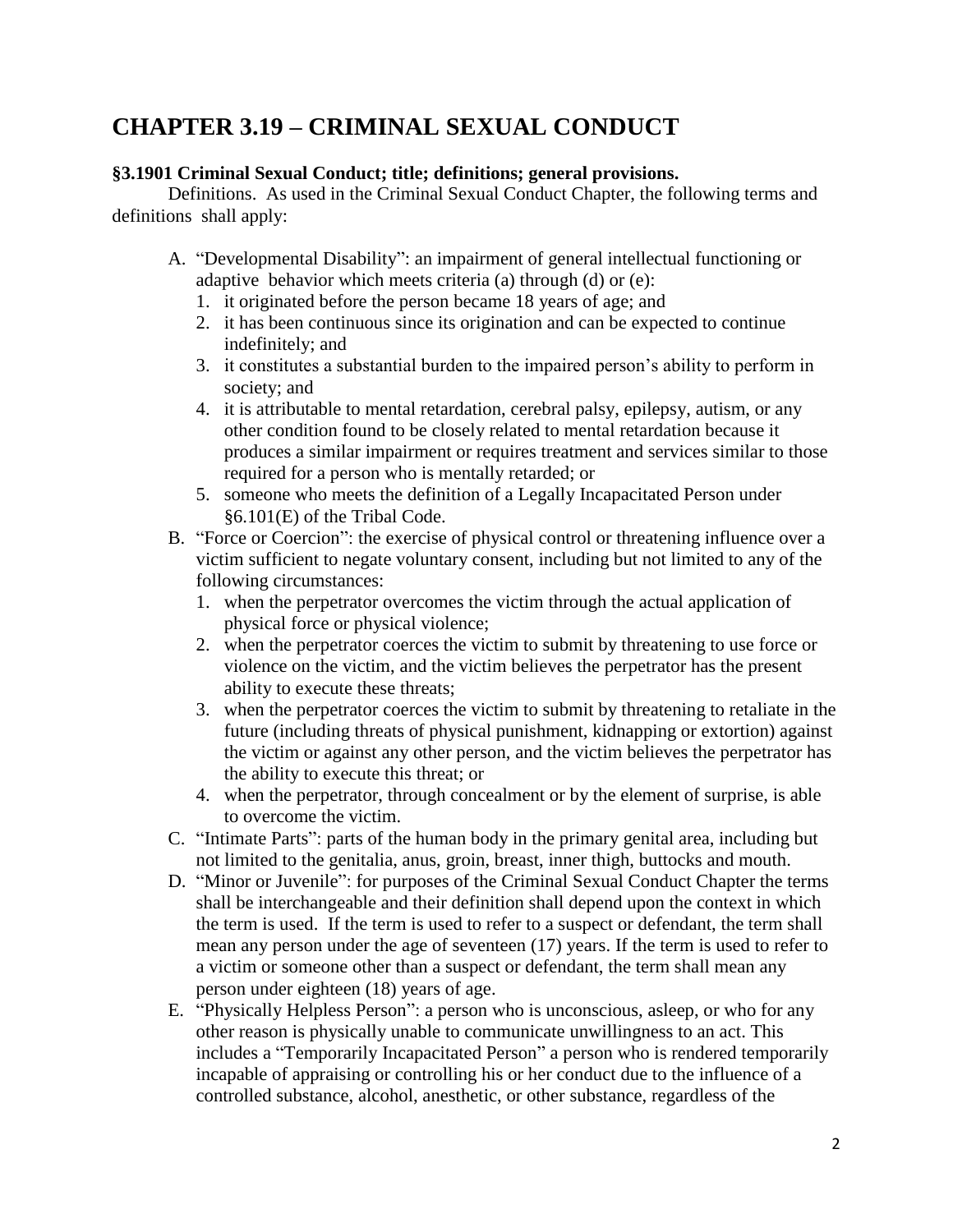# CHAPTER 3.19 – CRIMINAL SEXUAL CONDUCT

**§3.1901 Criminal Sexual Conduct; title; definitions; general provisions.**

Definitions. As used in the Criminal Sexual Conduct Chapter, the following terms and definitions shall apply:

A. "Developmental Disability": an impairment of general intellectual functioning or adaptive behavior which meets criteria (a) through (d) or (e):
   1. it originated before the person became 18 years of age; and
   2. it has been continuous since its origination and can be expected to continue indefinitely; and
   3. it constitutes a substantial burden to the impaired person's ability to perform in society; and
   4. it is attributable to mental retardation, cerebral palsy, epilepsy, autism, or any other condition found to be closely related to mental retardation because it produces a similar impairment or requires treatment and services similar to those required for a person who is mentally retarded; or
   5. someone who meets the definition of a Legally Incapacitated Person under §6.101(E) of the Tribal Code.

B. "Force or Coercion": the exercise of physical control or threatening influence over a victim sufficient to negate voluntary consent, including but not limited to any of the following circumstances:
   1. when the perpetrator overcomes the victim through the actual application of physical force or physical violence;
   2. when the perpetrator coerces the victim to submit by threatening to use force or violence on the victim, and the victim believes the perpetrator has the present ability to execute these threats;
   3. when the perpetrator coerces the victim to submit by threatening to retaliate in the future (including threats of physical punishment, kidnapping or extortion) against the victim or against any other person, and the victim believes the perpetrator has the ability to execute this threat; or
   4. when the perpetrator, through concealment or by the element of surprise, is able to overcome the victim.

C. "Intimate Parts": parts of the human body in the primary genital area, including but not limited to the genitalia, anus, groin, breast, inner thigh, buttocks and mouth.

D. "Minor or Juvenile": for purposes of the Criminal Sexual Conduct Chapter the terms shall be interchangeable and their definition shall depend upon the context in which the term is used. If the term is used to refer to a suspect or defendant, the term shall mean any person under the age of seventeen (17) years. If the term is used to refer to a victim or someone other than a suspect or defendant, the term shall mean any person under eighteen (18) years of age.

E. "Physically Helpless Person": a person who is unconscious, asleep, or who for any other reason is physically unable to communicate unwillingness to an act. This includes a "Temporarily Incapacitated Person" a person who is rendered temporarily incapable of appraising or controlling his or her conduct due to the influence of a controlled substance, alcohol, anesthetic, or other substance, regardless of the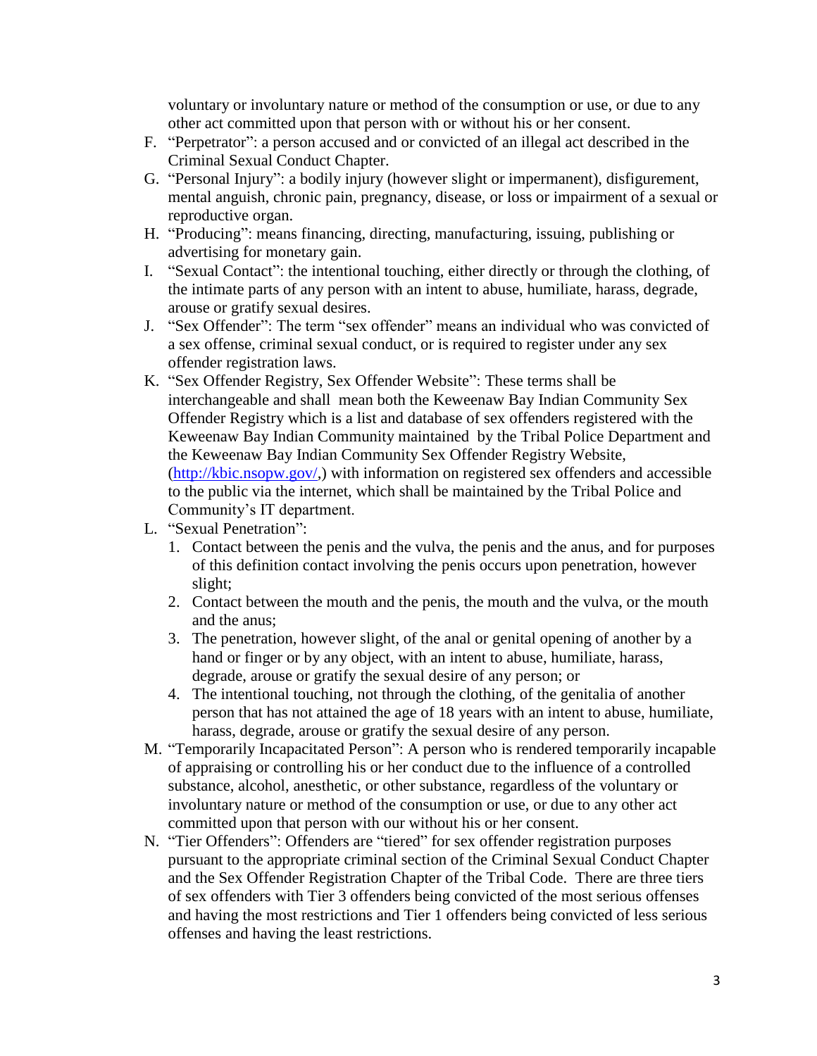voluntary or involuntary nature or method of the consumption or use, or due to any other act committed upon that person with or without his or her consent.

F. "Perpetrator": a person accused and or convicted of an illegal act described in the Criminal Sexual Conduct Chapter.
G. "Personal Injury": a bodily injury (however slight or impermanent), disfigurement, mental anguish, chronic pain, pregnancy, disease, or loss or impairment of a sexual or reproductive organ.
H. "Producing": means financing, directing, manufacturing, issuing, publishing or advertising for monetary gain.
I. "Sexual Contact": the intentional touching, either directly or through the clothing, of the intimate parts of any person with an intent to abuse, humiliate, harass, degrade, arouse or gratify sexual desires.
J. "Sex Offender": The term "sex offender" means an individual who was convicted of a sex offense, criminal sexual conduct, or is required to register under any sex offender registration laws.
K. "Sex Offender Registry, Sex Offender Website": These terms shall be interchangeable and shall mean both the Keweenaw Bay Indian Community Sex Offender Registry which is a list and database of sex offenders registered with the Keweenaw Bay Indian Community maintained by the Tribal Police Department and the Keweenaw Bay Indian Community Sex Offender Registry Website, (http://kbic.nsopw.gov/,) with information on registered sex offenders and accessible to the public via the internet, which shall be maintained by the Tribal Police and Community's IT department.
L. "Sexual Penetration":
    1. Contact between the penis and the vulva, the penis and the anus, and for purposes of this definition contact involving the penis occurs upon penetration, however slight;
    2. Contact between the mouth and the penis, the mouth and the vulva, or the mouth and the anus;
    3. The penetration, however slight, of the anal or genital opening of another by a hand or finger or by any object, with an intent to abuse, humiliate, harass, degrade, arouse or gratify the sexual desire of any person; or
    4. The intentional touching, not through the clothing, of the genitalia of another person that has not attained the age of 18 years with an intent to abuse, humiliate, harass, degrade, arouse or gratify the sexual desire of any person.
M. "Temporarily Incapacitated Person": A person who is rendered temporarily incapable of appraising or controlling his or her conduct due to the influence of a controlled substance, alcohol, anesthetic, or other substance, regardless of the voluntary or involuntary nature or method of the consumption or use, or due to any other act committed upon that person with our without his or her consent.
N. "Tier Offenders": Offenders are "tiered" for sex offender registration purposes pursuant to the appropriate criminal section of the Criminal Sexual Conduct Chapter and the Sex Offender Registration Chapter of the Tribal Code. There are three tiers of sex offenders with Tier 3 offenders being convicted of the most serious offenses and having the most restrictions and Tier 1 offenders being convicted of less serious offenses and having the least restrictions.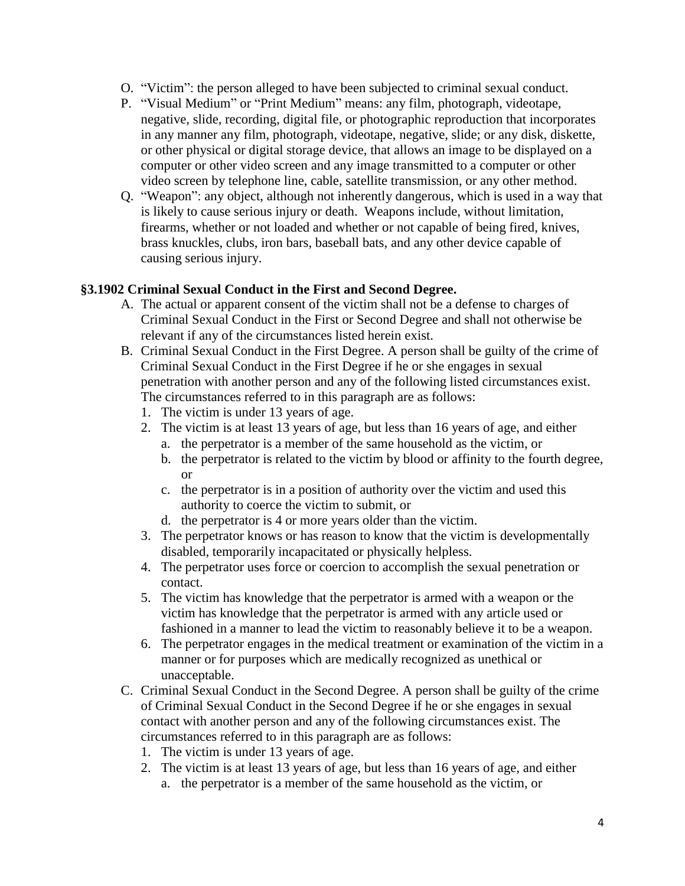O. “Victim”: the person alleged to have been subjected to criminal sexual conduct.

P. “Visual Medium” or “Print Medium” means: any film, photograph, videotape, negative, slide, recording, digital file, or photographic reproduction that incorporates in any manner any film, photograph, videotape, negative, slide; or any disk, diskette, or other physical or digital storage device, that allows an image to be displayed on a computer or other video screen and any image transmitted to a computer or other video screen by telephone line, cable, satellite transmission, or any other method.

Q. “Weapon”: any object, although not inherently dangerous, which is used in a way that is likely to cause serious injury or death. Weapons include, without limitation, firearms, whether or not loaded and whether or not capable of being fired, knives, brass knuckles, clubs, iron bars, baseball bats, and any other device capable of causing serious injury.

**§3.1902 Criminal Sexual Conduct in the First and Second Degree.**

A. The actual or apparent consent of the victim shall not be a defense to charges of Criminal Sexual Conduct in the First or Second Degree and shall not otherwise be relevant if any of the circumstances listed herein exist.

B. Criminal Sexual Conduct in the First Degree. A person shall be guilty of the crime of Criminal Sexual Conduct in the First Degree if he or she engages in sexual penetration with another person and any of the following listed circumstances exist. The circumstances referred to in this paragraph are as follows:
   1. The victim is under 13 years of age.
   2. The victim is at least 13 years of age, but less than 16 years of age, and either
      a. the perpetrator is a member of the same household as the victim, or
      b. the perpetrator is related to the victim by blood or affinity to the fourth degree, or
      c. the perpetrator is in a position of authority over the victim and used this authority to coerce the victim to submit, or
      d. the perpetrator is 4 or more years older than the victim.
   3. The perpetrator knows or has reason to know that the victim is developmentally disabled, temporarily incapacitated or physically helpless.
   4. The perpetrator uses force or coercion to accomplish the sexual penetration or contact.
   5. The victim has knowledge that the perpetrator is armed with a weapon or the victim has knowledge that the perpetrator is armed with any article used or fashioned in a manner to lead the victim to reasonably believe it to be a weapon.
   6. The perpetrator engages in the medical treatment or examination of the victim in a manner or for purposes which are medically recognized as unethical or unacceptable.

C. Criminal Sexual Conduct in the Second Degree. A person shall be guilty of the crime of Criminal Sexual Conduct in the Second Degree if he or she engages in sexual contact with another person and any of the following circumstances exist. The circumstances referred to in this paragraph are as follows:
   1. The victim is under 13 years of age.
   2. The victim is at least 13 years of age, but less than 16 years of age, and either
      a. the perpetrator is a member of the same household as the victim, or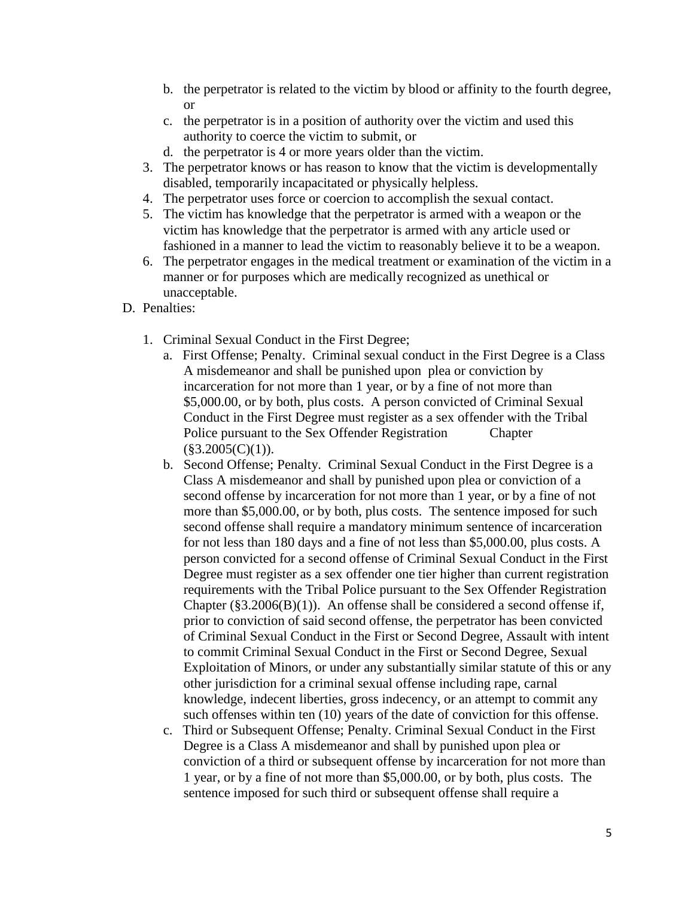b. the perpetrator is related to the victim by blood or affinity to the fourth degree, or
   c. the perpetrator is in a position of authority over the victim and used this authority to coerce the victim to submit, or
   d. the perpetrator is 4 or more years older than the victim.
3. The perpetrator knows or has reason to know that the victim is developmentally disabled, temporarily incapacitated or physically helpless.
4. The perpetrator uses force or coercion to accomplish the sexual contact.
5. The victim has knowledge that the perpetrator is armed with a weapon or the victim has knowledge that the perpetrator is armed with any article used or fashioned in a manner to lead the victim to reasonably believe it to be a weapon.
6. The perpetrator engages in the medical treatment or examination of the victim in a manner or for purposes which are medically recognized as unethical or unacceptable.

D. Penalties:

1. Criminal Sexual Conduct in the First Degree;
   a. First Offense; Penalty. Criminal sexual conduct in the First Degree is a Class A misdemeanor and shall be punished upon plea or conviction by incarceration for not more than 1 year, or by a fine of not more than \$5,000.00, or by both, plus costs. A person convicted of Criminal Sexual Conduct in the First Degree must register as a sex offender with the Tribal Police pursuant to the Sex Offender Registration Chapter (§3.2005(C)(1)).
   b. Second Offense; Penalty. Criminal Sexual Conduct in the First Degree is a Class A misdemeanor and shall by punished upon plea or conviction of a second offense by incarceration for not more than 1 year, or by a fine of not more than \$5,000.00, or by both, plus costs. The sentence imposed for such second offense shall require a mandatory minimum sentence of incarceration for not less than 180 days and a fine of not less than \$5,000.00, plus costs. A person convicted for a second offense of Criminal Sexual Conduct in the First Degree must register as a sex offender one tier higher than current registration requirements with the Tribal Police pursuant to the Sex Offender Registration Chapter (§3.2006(B)(1)). An offense shall be considered a second offense if, prior to conviction of said second offense, the perpetrator has been convicted of Criminal Sexual Conduct in the First or Second Degree, Assault with intent to commit Criminal Sexual Conduct in the First or Second Degree, Sexual Exploitation of Minors, or under any substantially similar statute of this or any other jurisdiction for a criminal sexual offense including rape, carnal knowledge, indecent liberties, gross indecency, or an attempt to commit any such offenses within ten (10) years of the date of conviction for this offense.
   c. Third or Subsequent Offense; Penalty. Criminal Sexual Conduct in the First Degree is a Class A misdemeanor and shall by punished upon plea or conviction of a third or subsequent offense by incarceration for not more than 1 year, or by a fine of not more than \$5,000.00, or by both, plus costs. The sentence imposed for such third or subsequent offense shall require a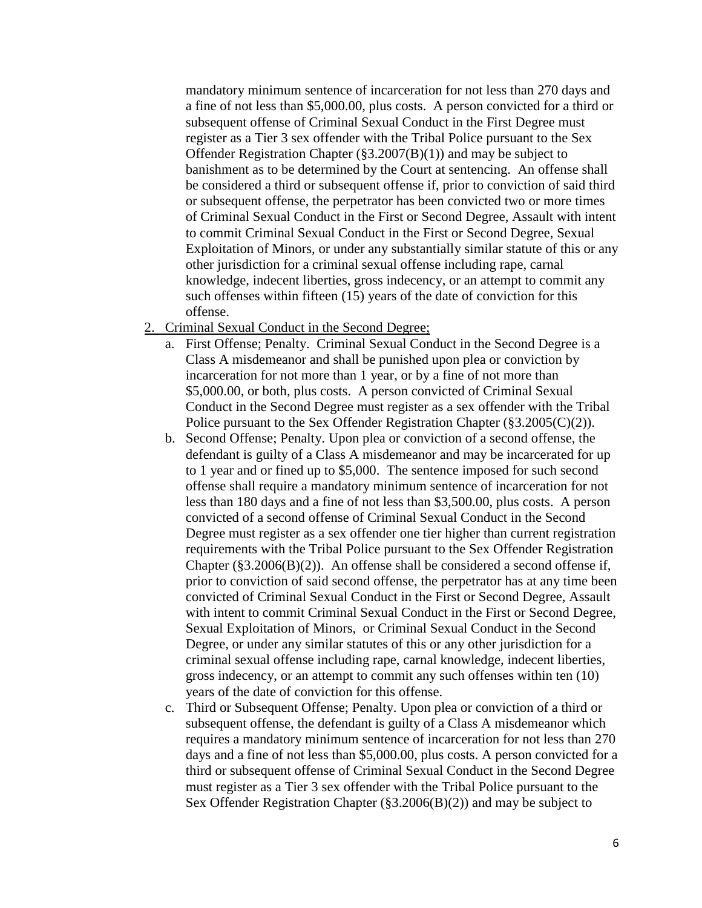mandatory minimum sentence of incarceration for not less than 270 days and a fine of not less than $5,000.00, plus costs. A person convicted for a third or subsequent offense of Criminal Sexual Conduct in the First Degree must register as a Tier 3 sex offender with the Tribal Police pursuant to the Sex Offender Registration Chapter (§3.2007(B)(1)) and may be subject to banishment as to be determined by the Court at sentencing. An offense shall be considered a third or subsequent offense if, prior to conviction of said third or subsequent offense, the perpetrator has been convicted two or more times of Criminal Sexual Conduct in the First or Second Degree, Assault with intent to commit Criminal Sexual Conduct in the First or Second Degree, Sexual Exploitation of Minors, or under any substantially similar statute of this or any other jurisdiction for a criminal sexual offense including rape, carnal knowledge, indecent liberties, gross indecency, or an attempt to commit any such offenses within fifteen (15) years of the date of conviction for this offense.

2. <u>Criminal Sexual Conduct in the Second Degree;</u>
   a. First Offense; Penalty. Criminal Sexual Conduct in the Second Degree is a Class A misdemeanor and shall be punished upon plea or conviction by incarceration for not more than 1 year, or by a fine of not more than $5,000.00, or both, plus costs. A person convicted of Criminal Sexual Conduct in the Second Degree must register as a sex offender with the Tribal Police pursuant to the Sex Offender Registration Chapter (§3.2005(C)(2)).
   b. Second Offense; Penalty. Upon plea or conviction of a second offense, the defendant is guilty of a Class A misdemeanor and may be incarcerated for up to 1 year and or fined up to $5,000. The sentence imposed for such second offense shall require a mandatory minimum sentence of incarceration for not less than 180 days and a fine of not less than $3,500.00, plus costs. A person convicted of a second offense of Criminal Sexual Conduct in the Second Degree must register as a sex offender one tier higher than current registration requirements with the Tribal Police pursuant to the Sex Offender Registration Chapter (§3.2006(B)(2)). An offense shall be considered a second offense if, prior to conviction of said second offense, the perpetrator has at any time been convicted of Criminal Sexual Conduct in the First or Second Degree, Assault with intent to commit Criminal Sexual Conduct in the First or Second Degree, Sexual Exploitation of Minors, or Criminal Sexual Conduct in the Second Degree, or under any similar statutes of this or any other jurisdiction for a criminal sexual offense including rape, carnal knowledge, indecent liberties, gross indecency, or an attempt to commit any such offenses within ten (10) years of the date of conviction for this offense.
   c. Third or Subsequent Offense; Penalty. Upon plea or conviction of a third or subsequent offense, the defendant is guilty of a Class A misdemeanor which requires a mandatory minimum sentence of incarceration for not less than 270 days and a fine of not less than $5,000.00, plus costs. A person convicted for a third or subsequent offense of Criminal Sexual Conduct in the Second Degree must register as a Tier 3 sex offender with the Tribal Police pursuant to the Sex Offender Registration Chapter (§3.2006(B)(2)) and may be subject to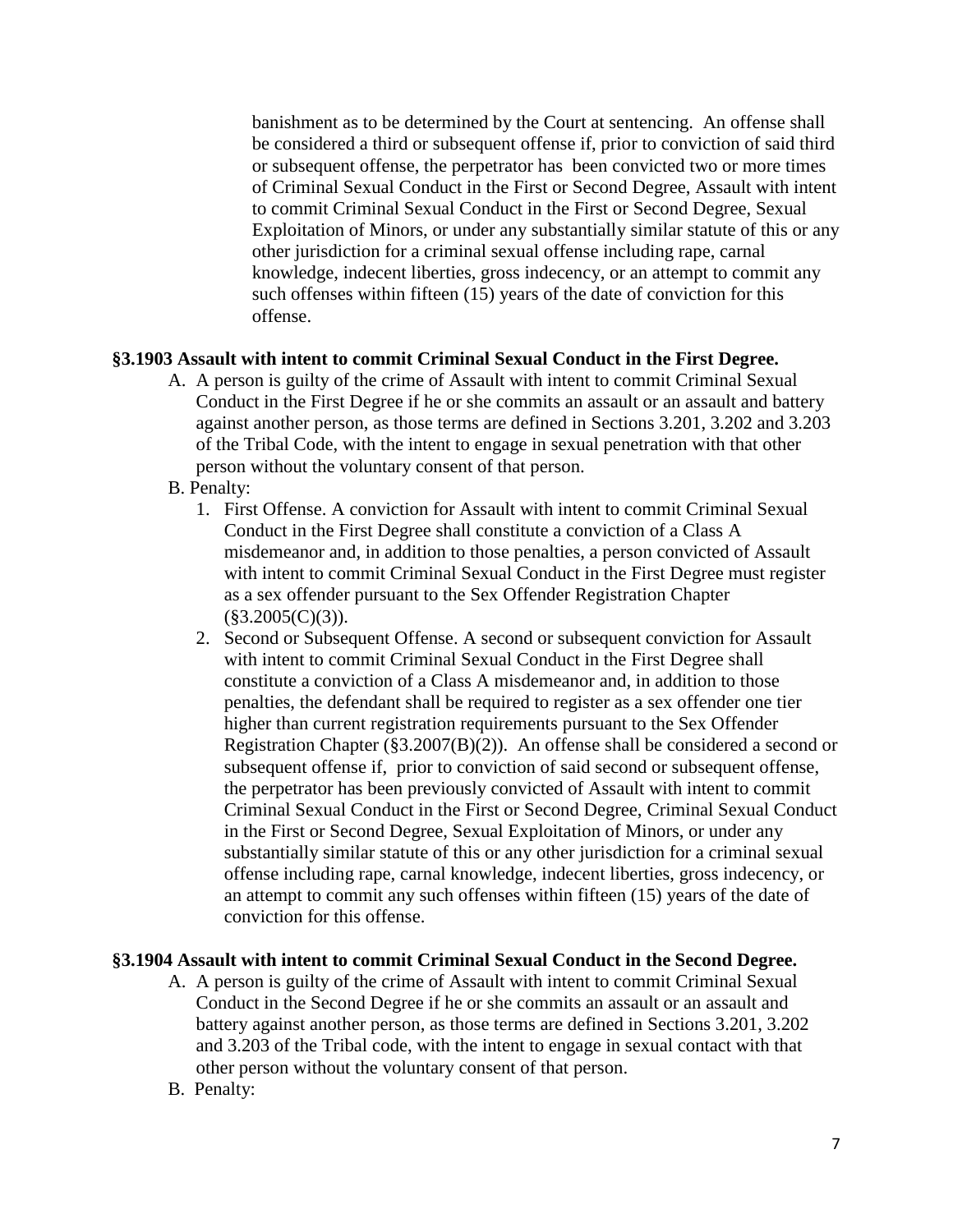banishment as to be determined by the Court at sentencing. An offense shall be considered a third or subsequent offense if, prior to conviction of said third or subsequent offense, the perpetrator has been convicted two or more times of Criminal Sexual Conduct in the First or Second Degree, Assault with intent to commit Criminal Sexual Conduct in the First or Second Degree, Sexual Exploitation of Minors, or under any substantially similar statute of this or any other jurisdiction for a criminal sexual offense including rape, carnal knowledge, indecent liberties, gross indecency, or an attempt to commit any such offenses within fifteen (15) years of the date of conviction for this offense.

**§3.1903 Assault with intent to commit Criminal Sexual Conduct in the First Degree.**

A. A person is guilty of the crime of Assault with intent to commit Criminal Sexual Conduct in the First Degree if he or she commits an assault or an assault and battery against another person, as those terms are defined in Sections 3.201, 3.202 and 3.203 of the Tribal Code, with the intent to engage in sexual penetration with that other person without the voluntary consent of that person.

B. Penalty:

1. First Offense. A conviction for Assault with intent to commit Criminal Sexual Conduct in the First Degree shall constitute a conviction of a Class A misdemeanor and, in addition to those penalties, a person convicted of Assault with intent to commit Criminal Sexual Conduct in the First Degree must register as a sex offender pursuant to the Sex Offender Registration Chapter (§3.2005(C)(3)).
2. Second or Subsequent Offense. A second or subsequent conviction for Assault with intent to commit Criminal Sexual Conduct in the First Degree shall constitute a conviction of a Class A misdemeanor and, in addition to those penalties, the defendant shall be required to register as a sex offender one tier higher than current registration requirements pursuant to the Sex Offender Registration Chapter (§3.2007(B)(2)). An offense shall be considered a second or subsequent offense if, prior to conviction of said second or subsequent offense, the perpetrator has been previously convicted of Assault with intent to commit Criminal Sexual Conduct in the First or Second Degree, Criminal Sexual Conduct in the First or Second Degree, Sexual Exploitation of Minors, or under any substantially similar statute of this or any other jurisdiction for a criminal sexual offense including rape, carnal knowledge, indecent liberties, gross indecency, or an attempt to commit any such offenses within fifteen (15) years of the date of conviction for this offense.

**§3.1904 Assault with intent to commit Criminal Sexual Conduct in the Second Degree.**

A. A person is guilty of the crime of Assault with intent to commit Criminal Sexual Conduct in the Second Degree if he or she commits an assault or an assault and battery against another person, as those terms are defined in Sections 3.201, 3.202 and 3.203 of the Tribal code, with the intent to engage in sexual contact with that other person without the voluntary consent of that person.

B. Penalty: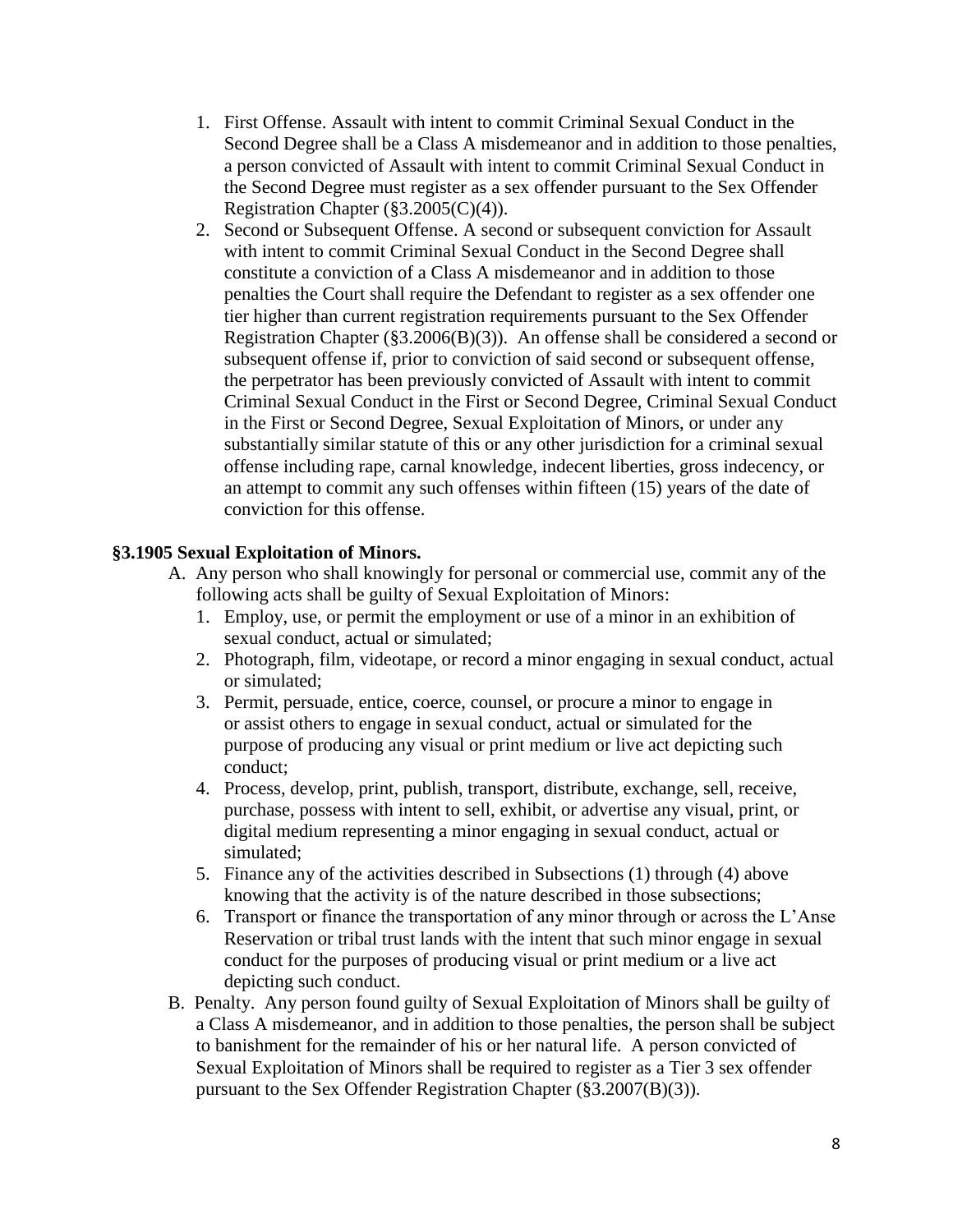1. First Offense. Assault with intent to commit Criminal Sexual Conduct in the Second Degree shall be a Class A misdemeanor and in addition to those penalties, a person convicted of Assault with intent to commit Criminal Sexual Conduct in the Second Degree must register as a sex offender pursuant to the Sex Offender Registration Chapter (§3.2005(C)(4)).
2. Second or Subsequent Offense. A second or subsequent conviction for Assault with intent to commit Criminal Sexual Conduct in the Second Degree shall constitute a conviction of a Class A misdemeanor and in addition to those penalties the Court shall require the Defendant to register as a sex offender one tier higher than current registration requirements pursuant to the Sex Offender Registration Chapter (§3.2006(B)(3)). An offense shall be considered a second or subsequent offense if, prior to conviction of said second or subsequent offense, the perpetrator has been previously convicted of Assault with intent to commit Criminal Sexual Conduct in the First or Second Degree, Criminal Sexual Conduct in the First or Second Degree, Sexual Exploitation of Minors, or under any substantially similar statute of this or any other jurisdiction for a criminal sexual offense including rape, carnal knowledge, indecent liberties, gross indecency, or an attempt to commit any such offenses within fifteen (15) years of the date of conviction for this offense.

**§3.1905 Sexual Exploitation of Minors.**

A. Any person who shall knowingly for personal or commercial use, commit any of the following acts shall be guilty of Sexual Exploitation of Minors:
   1. Employ, use, or permit the employment or use of a minor in an exhibition of sexual conduct, actual or simulated;
   2. Photograph, film, videotape, or record a minor engaging in sexual conduct, actual or simulated;
   3. Permit, persuade, entice, coerce, counsel, or procure a minor to engage in or assist others to engage in sexual conduct, actual or simulated for the purpose of producing any visual or print medium or live act depicting such conduct;
   4. Process, develop, print, publish, transport, distribute, exchange, sell, receive, purchase, possess with intent to sell, exhibit, or advertise any visual, print, or digital medium representing a minor engaging in sexual conduct, actual or simulated;
   5. Finance any of the activities described in Subsections (1) through (4) above knowing that the activity is of the nature described in those subsections;
   6. Transport or finance the transportation of any minor through or across the L'Anse Reservation or tribal trust lands with the intent that such minor engage in sexual conduct for the purposes of producing visual or print medium or a live act depicting such conduct.

B. Penalty. Any person found guilty of Sexual Exploitation of Minors shall be guilty of a Class A misdemeanor, and in addition to those penalties, the person shall be subject to banishment for the remainder of his or her natural life. A person convicted of Sexual Exploitation of Minors shall be required to register as a Tier 3 sex offender pursuant to the Sex Offender Registration Chapter (§3.2007(B)(3)).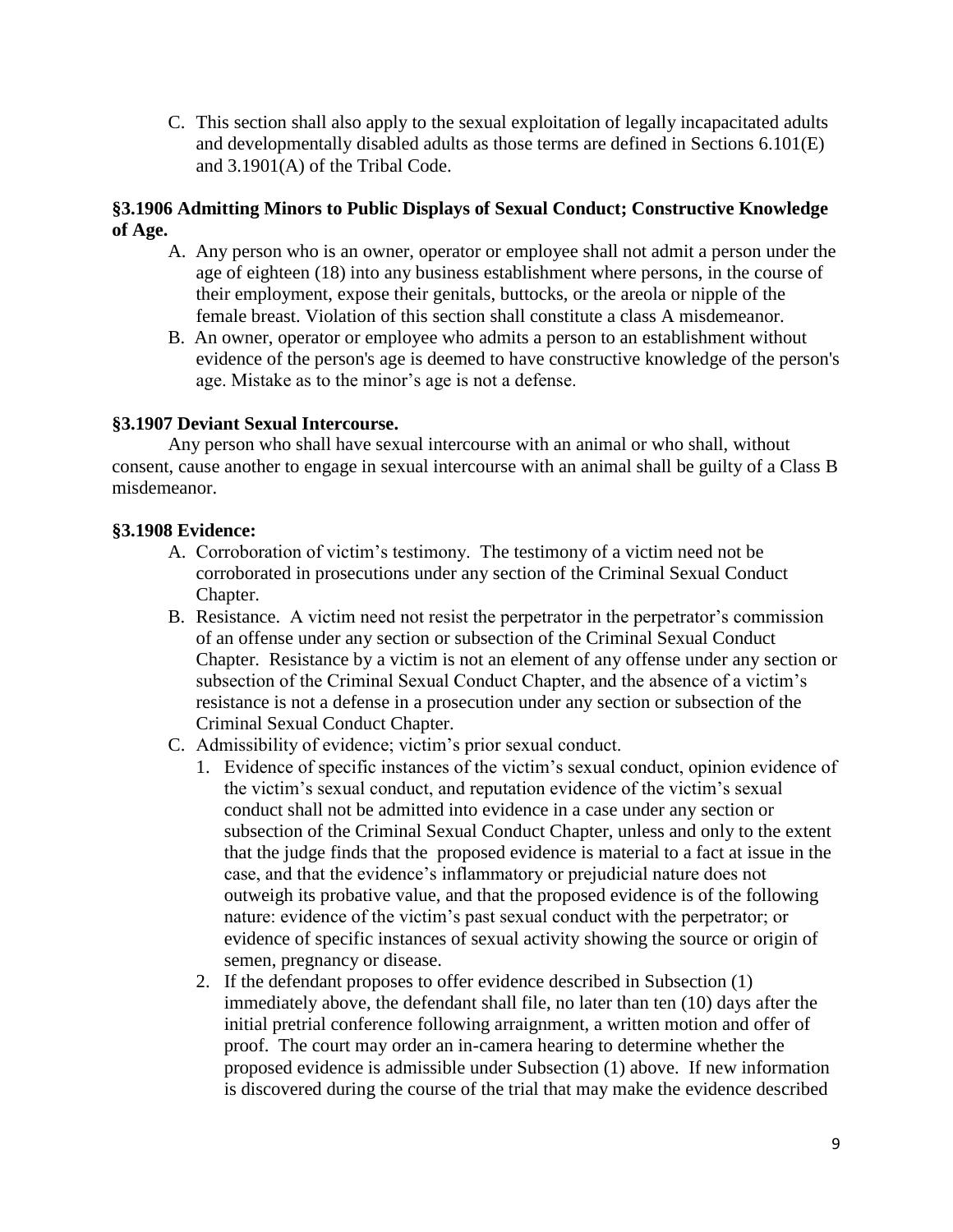C. This section shall also apply to the sexual exploitation of legally incapacitated adults and developmentally disabled adults as those terms are defined in Sections 6.101(E) and 3.1901(A) of the Tribal Code.

**§3.1906 Admitting Minors to Public Displays of Sexual Conduct; Constructive Knowledge of Age.**

A. Any person who is an owner, operator or employee shall not admit a person under the age of eighteen (18) into any business establishment where persons, in the course of their employment, expose their genitals, buttocks, or the areola or nipple of the female breast. Violation of this section shall constitute a class A misdemeanor.

B. An owner, operator or employee who admits a person to an establishment without evidence of the person's age is deemed to have constructive knowledge of the person's age. Mistake as to the minor's age is not a defense.

**§3.1907 Deviant Sexual Intercourse.**

Any person who shall have sexual intercourse with an animal or who shall, without consent, cause another to engage in sexual intercourse with an animal shall be guilty of a Class B misdemeanor.

**§3.1908 Evidence:**

A. Corroboration of victim's testimony. The testimony of a victim need not be corroborated in prosecutions under any section of the Criminal Sexual Conduct Chapter.

B. Resistance. A victim need not resist the perpetrator in the perpetrator's commission of an offense under any section or subsection of the Criminal Sexual Conduct Chapter. Resistance by a victim is not an element of any offense under any section or subsection of the Criminal Sexual Conduct Chapter, and the absence of a victim's resistance is not a defense in a prosecution under any section or subsection of the Criminal Sexual Conduct Chapter.

C. Admissibility of evidence; victim's prior sexual conduct.

1. Evidence of specific instances of the victim's sexual conduct, opinion evidence of the victim's sexual conduct, and reputation evidence of the victim's sexual conduct shall not be admitted into evidence in a case under any section or subsection of the Criminal Sexual Conduct Chapter, unless and only to the extent that the judge finds that the proposed evidence is material to a fact at issue in the case, and that the evidence's inflammatory or prejudicial nature does not outweigh its probative value, and that the proposed evidence is of the following nature: evidence of the victim's past sexual conduct with the perpetrator; or evidence of specific instances of sexual activity showing the source or origin of semen, pregnancy or disease.

2. If the defendant proposes to offer evidence described in Subsection (1) immediately above, the defendant shall file, no later than ten (10) days after the initial pretrial conference following arraignment, a written motion and offer of proof. The court may order an in-camera hearing to determine whether the proposed evidence is admissible under Subsection (1) above. If new information is discovered during the course of the trial that may make the evidence described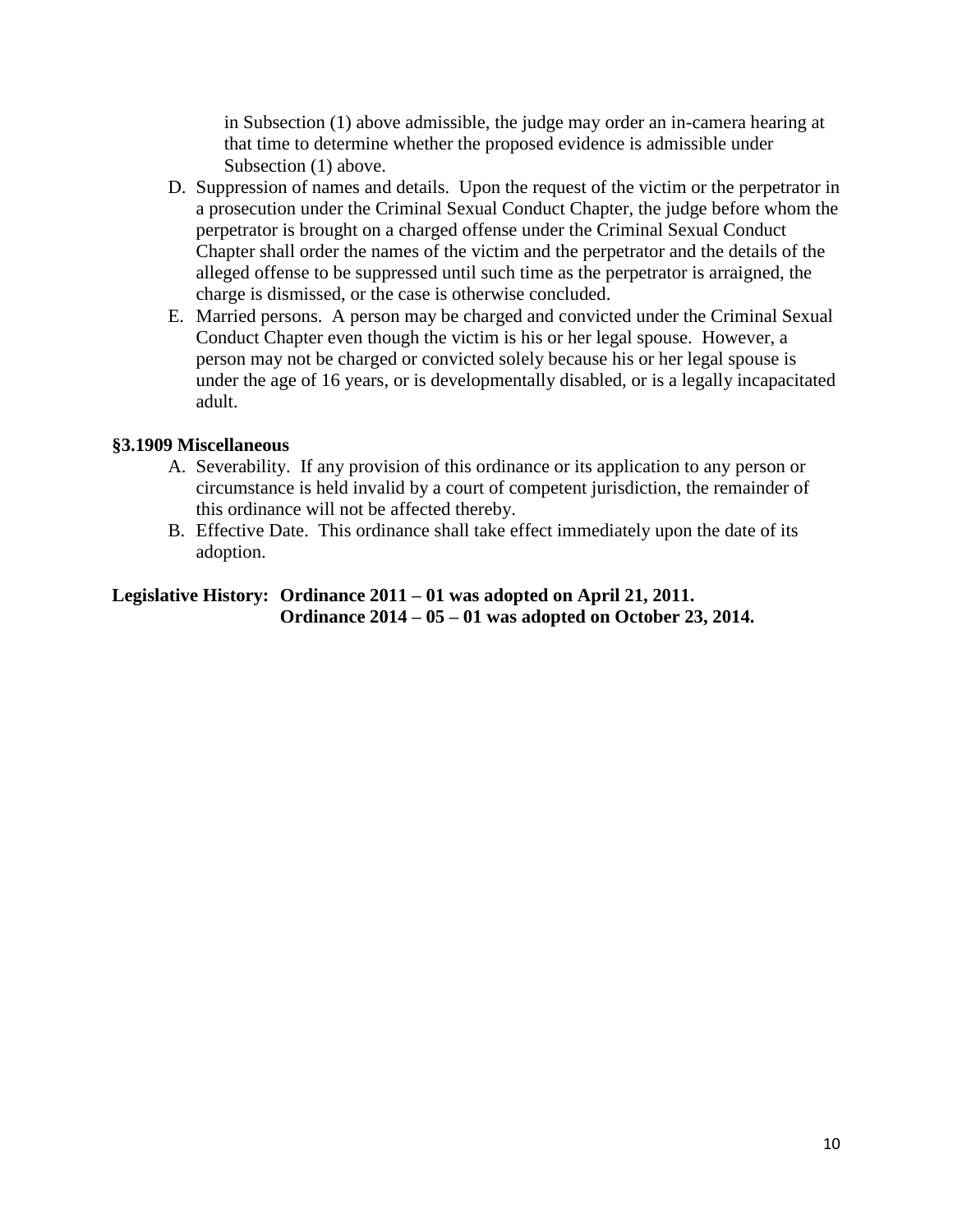in Subsection (1) above admissible, the judge may order an in-camera hearing at that time to determine whether the proposed evidence is admissible under Subsection (1) above.

D. Suppression of names and details. Upon the request of the victim or the perpetrator in a prosecution under the Criminal Sexual Conduct Chapter, the judge before whom the perpetrator is brought on a charged offense under the Criminal Sexual Conduct Chapter shall order the names of the victim and the perpetrator and the details of the alleged offense to be suppressed until such time as the perpetrator is arraigned, the charge is dismissed, or the case is otherwise concluded.
E. Married persons. A person may be charged and convicted under the Criminal Sexual Conduct Chapter even though the victim is his or her legal spouse. However, a person may not be charged or convicted solely because his or her legal spouse is under the age of 16 years, or is developmentally disabled, or is a legally incapacitated adult.

**§3.1909 Miscellaneous**

A. Severability. If any provision of this ordinance or its application to any person or circumstance is held invalid by a court of competent jurisdiction, the remainder of this ordinance will not be affected thereby.
B. Effective Date. This ordinance shall take effect immediately upon the date of its adoption.

**Legislative History: Ordinance 2011 – 01 was adopted on April 21, 2011.**
**Ordinance 2014 – 05 – 01 was adopted on October 23, 2014.**